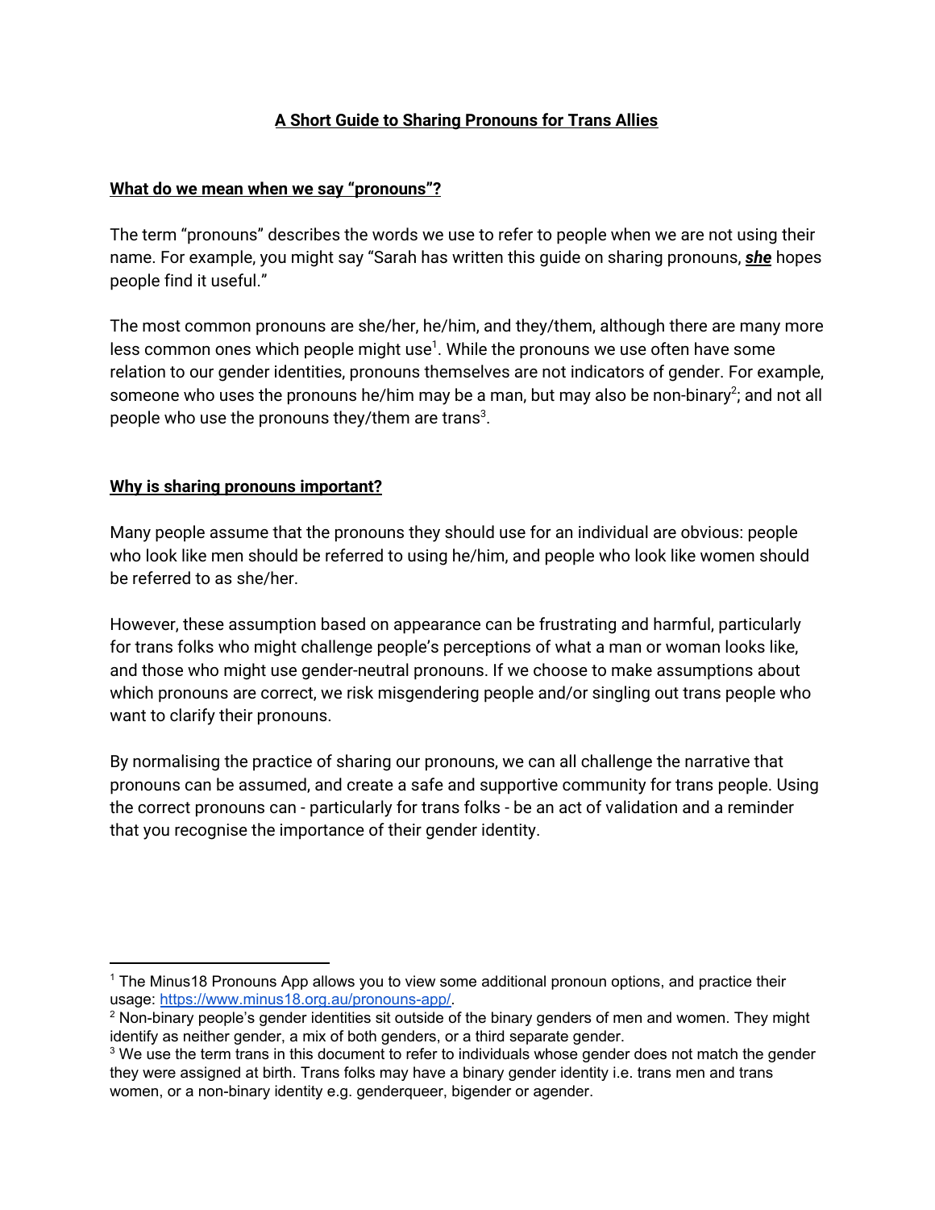# A Short Guide to Sharing Pronouns for Trans Allies

## What do we mean when we say "pronouns"?

The term "pronouns" describes the words we use to refer to people when we are not using their name. For example, you might say "Sarah has written this guide on sharing pronouns, ***she*** hopes people find it useful."

The most common pronouns are she/her, he/him, and they/them, although there are many more less common ones which people might use[1]. While the pronouns we use often have some relation to our gender identities, pronouns themselves are not indicators of gender. For example, someone who uses the pronouns he/him may be a man, but may also be non-binary[2]; and not all people who use the pronouns they/them are trans[3].

## Why is sharing pronouns important?

Many people assume that the pronouns they should use for an individual are obvious: people who look like men should be referred to using he/him, and people who look like women should be referred to as she/her.

However, these assumption based on appearance can be frustrating and harmful, particularly for trans folks who might challenge people's perceptions of what a man or woman looks like, and those who might use gender-neutral pronouns. If we choose to make assumptions about which pronouns are correct, we risk misgendering people and/or singling out trans people who want to clarify their pronouns.

By normalising the practice of sharing our pronouns, we can all challenge the narrative that pronouns can be assumed, and create a safe and supportive community for trans people. Using the correct pronouns can - particularly for trans folks - be an act of validation and a reminder that you recognise the importance of their gender identity.

---

[1] The Minus18 Pronouns App allows you to view some additional pronoun options, and practice their usage: https://www.minus18.org.au/pronouns-app/.

[2] Non-binary people's gender identities sit outside of the binary genders of men and women. They might identify as neither gender, a mix of both genders, or a third separate gender.

[3] We use the term trans in this document to refer to individuals whose gender does not match the gender they were assigned at birth. Trans folks may have a binary gender identity i.e. trans men and trans women, or a non-binary identity e.g. genderqueer, bigender or agender.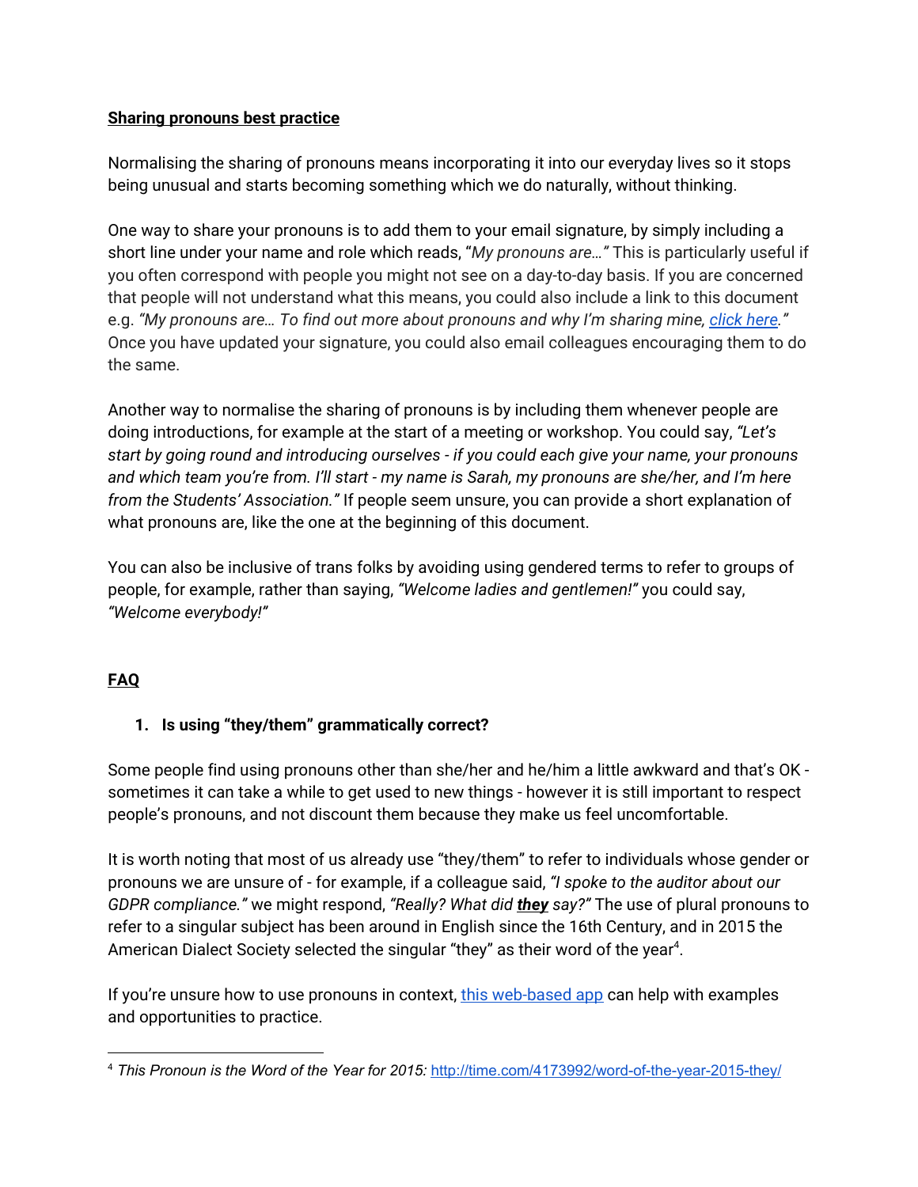**Sharing pronouns best practice**

Normalising the sharing of pronouns means incorporating it into our everyday lives so it stops being unusual and starts becoming something which we do naturally, without thinking.

One way to share your pronouns is to add them to your email signature, by simply including a short line under your name and role which reads, "*My pronouns are…"* This is particularly useful if you often correspond with people you might not see on a day-to-day basis. If you are concerned that people will not understand what this means, you could also include a link to this document e.g. *"My pronouns are… To find out more about pronouns and why I'm sharing mine, click here."* Once you have updated your signature, you could also email colleagues encouraging them to do the same.

Another way to normalise the sharing of pronouns is by including them whenever people are doing introductions, for example at the start of a meeting or workshop. You could say, *"Let's start by going round and introducing ourselves - if you could each give your name, your pronouns and which team you're from. I'll start - my name is Sarah, my pronouns are she/her, and I'm here from the Students' Association."* If people seem unsure, you can provide a short explanation of what pronouns are, like the one at the beginning of this document.

You can also be inclusive of trans folks by avoiding using gendered terms to refer to groups of people, for example, rather than saying, *"Welcome ladies and gentlemen!"* you could say, *"Welcome everybody!"*

**FAQ**

1. **Is using "they/them" grammatically correct?**

Some people find using pronouns other than she/her and he/him a little awkward and that's OK - sometimes it can take a while to get used to new things - however it is still important to respect people's pronouns, and not discount them because they make us feel uncomfortable.

It is worth noting that most of us already use "they/them" to refer to individuals whose gender or pronouns we are unsure of - for example, if a colleague said, *"I spoke to the auditor about our GDPR compliance."* we might respond, *"Really? What did **they** say?"* The use of plural pronouns to refer to a singular subject has been around in English since the 16th Century, and in 2015 the American Dialect Society selected the singular "they" as their word of the year[4].

If you're unsure how to use pronouns in context, this web-based app can help with examples and opportunities to practice.

---

[4] *This Pronoun is the Word of the Year for 2015:* http://time.com/4173992/word-of-the-year-2015-they/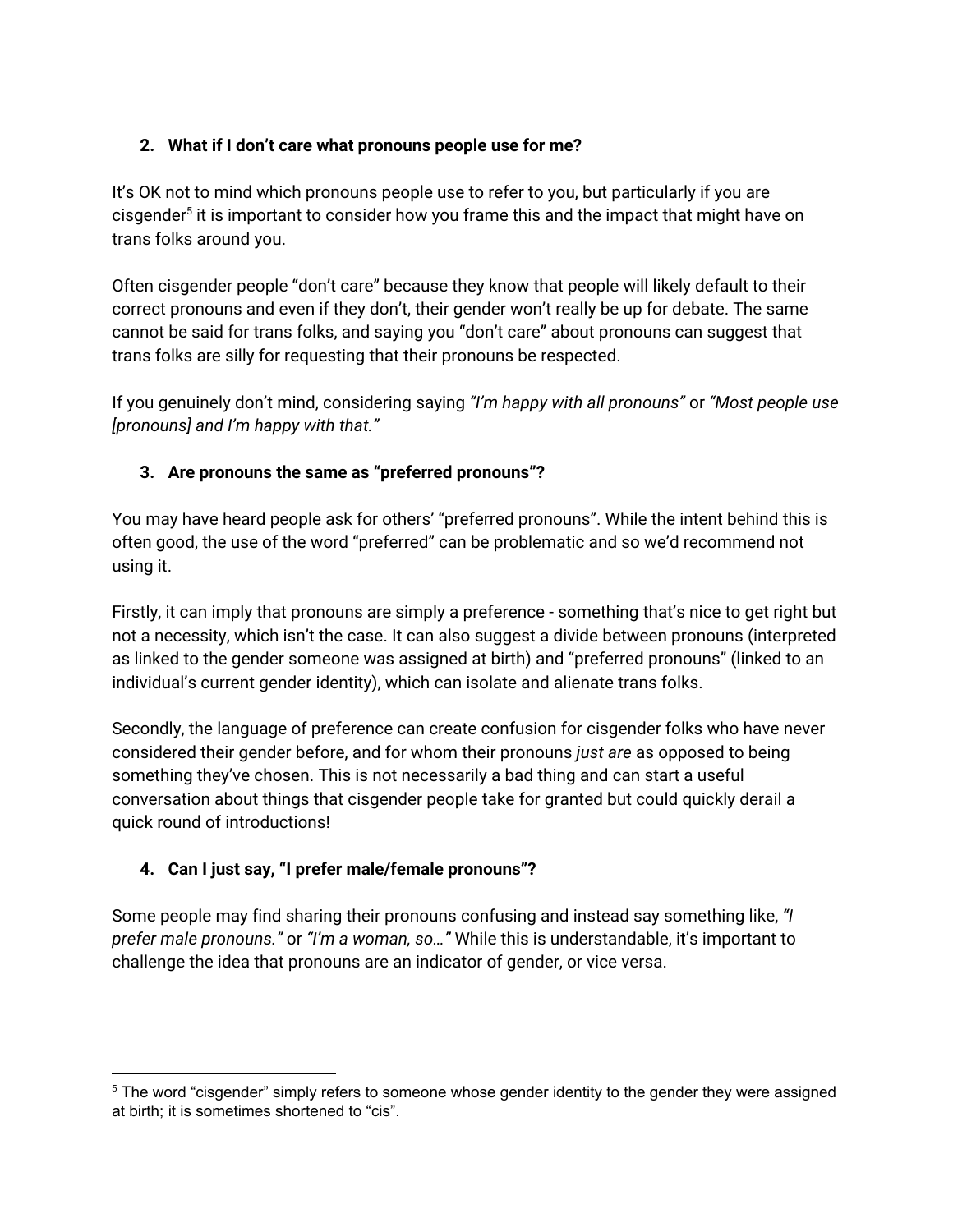2. **What if I don't care what pronouns people use for me?**

It's OK not to mind which pronouns people use to refer to you, but particularly if you are cisgender[5] it is important to consider how you frame this and the impact that might have on trans folks around you.

Often cisgender people "don't care" because they know that people will likely default to their correct pronouns and even if they don't, their gender won't really be up for debate. The same cannot be said for trans folks, and saying you "don't care" about pronouns can suggest that trans folks are silly for requesting that their pronouns be respected.

If you genuinely don't mind, considering saying *"I'm happy with all pronouns"* or *"Most people use [pronouns] and I'm happy with that."*

3. **Are pronouns the same as "preferred pronouns"?**

You may have heard people ask for others' "preferred pronouns". While the intent behind this is often good, the use of the word "preferred" can be problematic and so we'd recommend not using it.

Firstly, it can imply that pronouns are simply a preference - something that's nice to get right but not a necessity, which isn't the case. It can also suggest a divide between pronouns (interpreted as linked to the gender someone was assigned at birth) and "preferred pronouns" (linked to an individual's current gender identity), which can isolate and alienate trans folks.

Secondly, the language of preference can create confusion for cisgender folks who have never considered their gender before, and for whom their pronouns *just are* as opposed to being something they've chosen. This is not necessarily a bad thing and can start a useful conversation about things that cisgender people take for granted but could quickly derail a quick round of introductions!

4. **Can I just say, "I prefer male/female pronouns"?**

Some people may find sharing their pronouns confusing and instead say something like, *"I prefer male pronouns."* or *"I'm a woman, so…"* While this is understandable, it's important to challenge the idea that pronouns are an indicator of gender, or vice versa.

---

[5] The word "cisgender" simply refers to someone whose gender identity to the gender they were assigned at birth; it is sometimes shortened to "cis".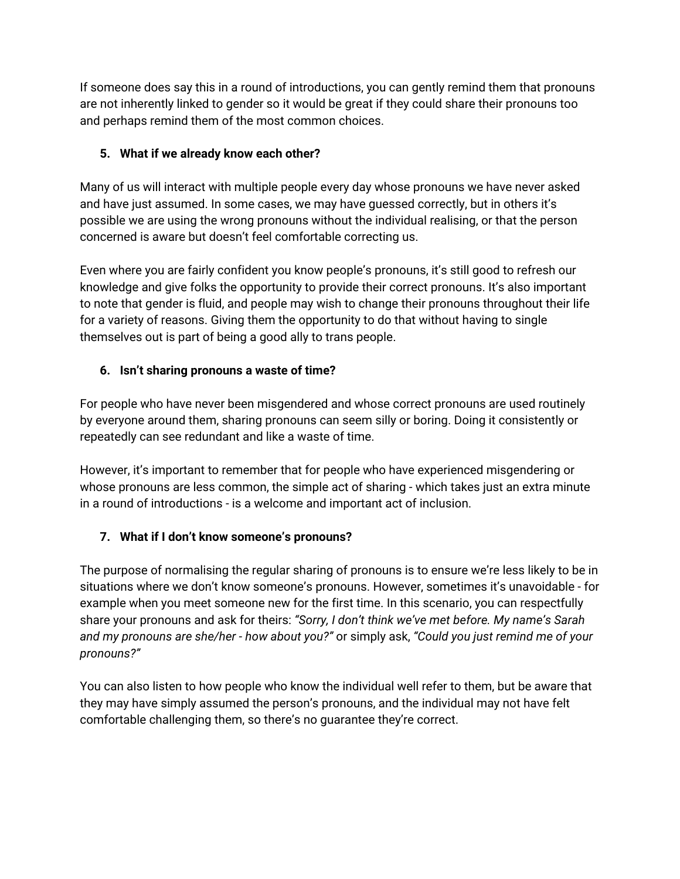If someone does say this in a round of introductions, you can gently remind them that pronouns are not inherently linked to gender so it would be great if they could share their pronouns too and perhaps remind them of the most common choices.

5. **What if we already know each other?**

Many of us will interact with multiple people every day whose pronouns we have never asked and have just assumed. In some cases, we may have guessed correctly, but in others it's possible we are using the wrong pronouns without the individual realising, or that the person concerned is aware but doesn't feel comfortable correcting us.

Even where you are fairly confident you know people's pronouns, it's still good to refresh our knowledge and give folks the opportunity to provide their correct pronouns. It's also important to note that gender is fluid, and people may wish to change their pronouns throughout their life for a variety of reasons. Giving them the opportunity to do that without having to single themselves out is part of being a good ally to trans people.

6. **Isn't sharing pronouns a waste of time?**

For people who have never been misgendered and whose correct pronouns are used routinely by everyone around them, sharing pronouns can seem silly or boring. Doing it consistently or repeatedly can see redundant and like a waste of time.

However, it's important to remember that for people who have experienced misgendering or whose pronouns are less common, the simple act of sharing - which takes just an extra minute in a round of introductions - is a welcome and important act of inclusion.

7. **What if I don't know someone's pronouns?**

The purpose of normalising the regular sharing of pronouns is to ensure we're less likely to be in situations where we don't know someone's pronouns. However, sometimes it's unavoidable - for example when you meet someone new for the first time. In this scenario, you can respectfully share your pronouns and ask for theirs: *"Sorry, I don't think we've met before. My name's Sarah and my pronouns are she/her - how about you?"* or simply ask, *"Could you just remind me of your pronouns?"*

You can also listen to how people who know the individual well refer to them, but be aware that they may have simply assumed the person's pronouns, and the individual may not have felt comfortable challenging them, so there's no guarantee they're correct.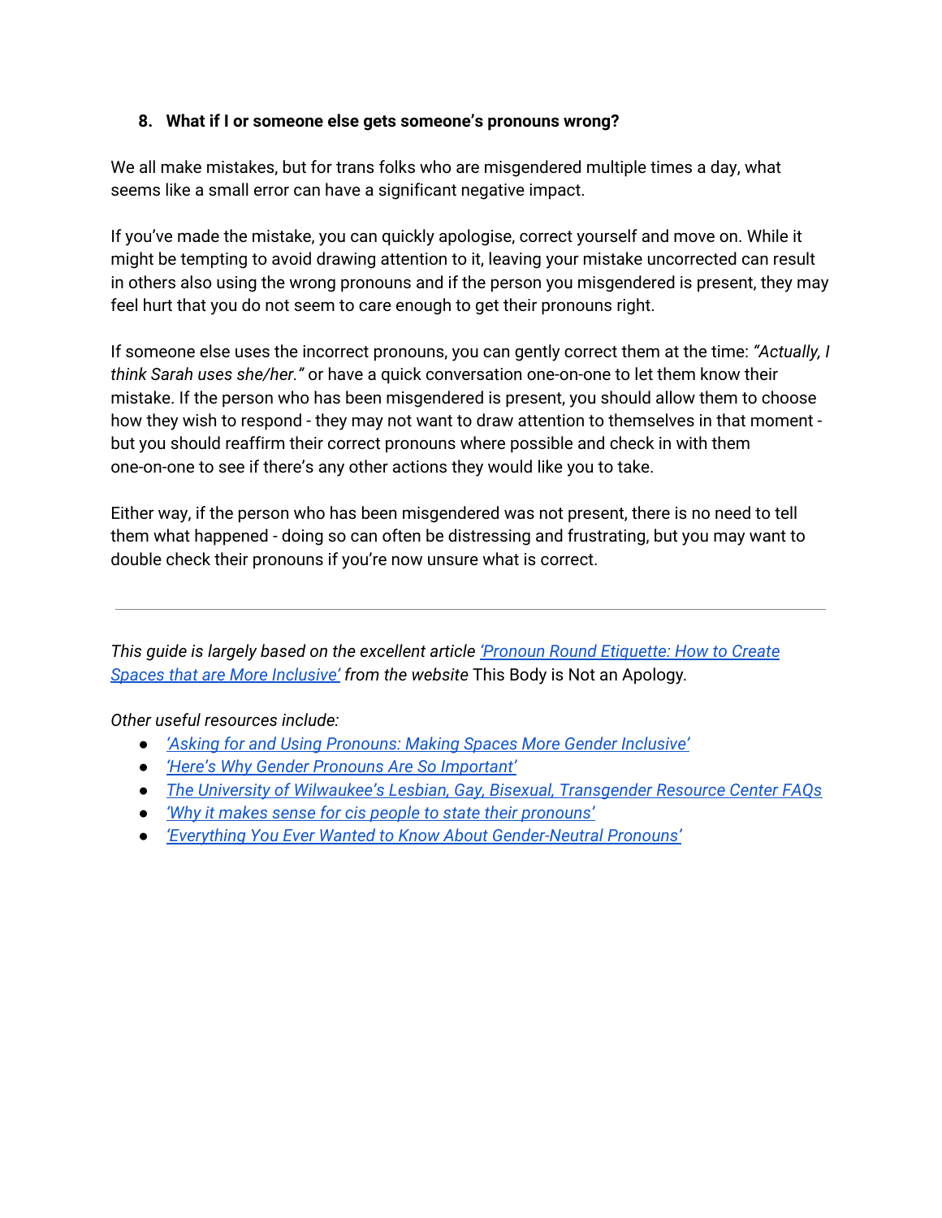8. **What if I or someone else gets someone's pronouns wrong?**

We all make mistakes, but for trans folks who are misgendered multiple times a day, what seems like a small error can have a significant negative impact.

If you've made the mistake, you can quickly apologise, correct yourself and move on. While it might be tempting to avoid drawing attention to it, leaving your mistake uncorrected can result in others also using the wrong pronouns and if the person you misgendered is present, they may feel hurt that you do not seem to care enough to get their pronouns right.

If someone else uses the incorrect pronouns, you can gently correct them at the time: *"Actually, I think Sarah uses she/her."* or have a quick conversation one-on-one to let them know their mistake. If the person who has been misgendered is present, you should allow them to choose how they wish to respond - they may not want to draw attention to themselves in that moment - but you should reaffirm their correct pronouns where possible and check in with them one-on-one to see if there's any other actions they would like you to take.

Either way, if the person who has been misgendered was not present, there is no need to tell them what happened - doing so can often be distressing and frustrating, but you may want to double check their pronouns if you're now unsure what is correct.

---

*This guide is largely based on the excellent article* *'Pronoun Round Etiquette: How to Create Spaces that are More Inclusive'* *from the website* This Body is Not an Apology.

*Other useful resources include:*

- *'Asking for and Using Pronouns: Making Spaces More Gender Inclusive'*
- *'Here's Why Gender Pronouns Are So Important'*
- *The University of Wilwaukee's Lesbian, Gay, Bisexual, Transgender Resource Center FAQs*
- *'Why it makes sense for cis people to state their pronouns'*
- *'Everything You Ever Wanted to Know About Gender-Neutral Pronouns'*